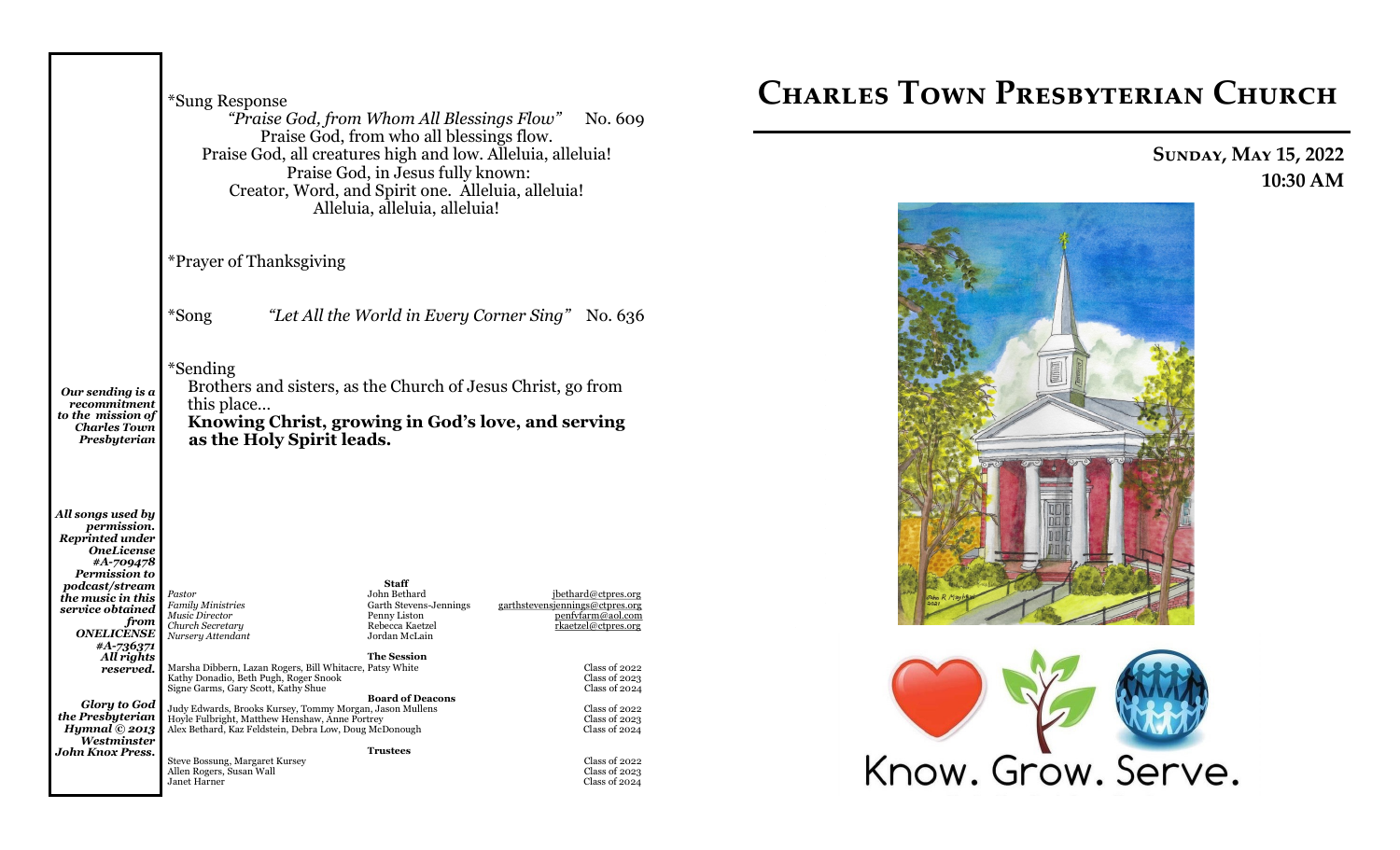*Sung Response

*"Praise God, from Whom All Blessings Flow"* No. 609

Praise God, from who all blessings flow.
Praise God, all creatures high and low. Alleluia, alleluia!
Praise God, in Jesus fully known:
Creator, Word, and Spirit one. Alleluia, alleluia!
Alleluia, alleluia, alleluia!

*Prayer of Thanksgiving

*Song *"Let All the World in Every Corner Sing"* No. 636

*Sending

*Our sending is a recommitment to the mission of Charles Town Presbyterian*

Brothers and sisters, as the Church of Jesus Christ, go from this place…
**Knowing Christ, growing in God's love, and serving as the Holy Spirit leads.**

*All songs used by permission. Reprinted under OneLicense #A-709478 Permission to podcast/stream the music in this service obtained from ONELICENSE #A-736371 All rights reserved.*

*Glory to God the Presbyterian Hymnal © 2013 Westminster John Knox Press.*

**Staff**

| | | |
|---|---|---|
| *Pastor* | John Bethard | jbethard@ctpres.org |
| *Family Ministries* | Garth Stevens-Jennings | garthstevensjennings@ctpres.org |
| *Music Director* | Penny Liston | penfvfarm@aol.com |
| *Church Secretary* | Rebecca Kaetzel | rkaetzel@ctpres.org |
| *Nursery Attendant* | Jordan McLain | |

**The Session**

| | |
|---|---|
| Marsha Dibbern, Lazan Rogers, Bill Whitacre, Patsy White | Class of 2022 |
| Kathy Donadio, Beth Pugh, Roger Snook | Class of 2023 |
| Signe Garms, Gary Scott, Kathy Shue | Class of 2024 |

**Board of Deacons**

| | |
|---|---|
| Judy Edwards, Brooks Kursey, Tommy Morgan, Jason Mullens | Class of 2022 |
| Hoyle Fulbright, Matthew Henshaw, Anne Portrey | Class of 2023 |
| Alex Bethard, Kaz Feldstein, Debra Low, Doug McDonough | Class of 2024 |

**Trustees**

| | |
|---|---|
| Steve Bossung, Margaret Kursey | Class of 2022 |
| Allen Rogers, Susan Wall | Class of 2023 |
| Janet Harner | Class of 2024 |

# Charles Town Presbyterian Church

**Sunday, May 15, 2022**
**10:30 AM**

Know. Grow. Serve.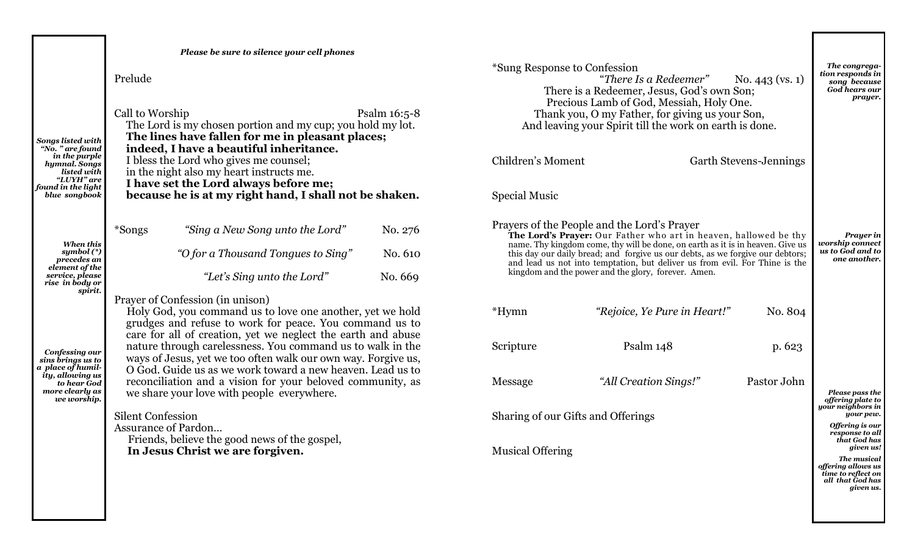*Please be sure to silence your cell phones*

*Songs listed with "No. " are found in the purple hymnal. Songs listed with "LUYH" are found in the light blue songbook*

*When this symbol (*) precedes an element of the service, please rise in body or spirit.*

*Confessing our sins brings us to a place of humility, allowing us to hear God more clearly as we worship.*

Prelude

Call to Worship — Psalm 16:5-8

The Lord is my chosen portion and my cup; you hold my lot.
**The lines have fallen for me in pleasant places;**
**indeed, I have a beautiful inheritance.**
I bless the Lord who gives me counsel;
in the night also my heart instructs me.
**I have set the Lord always before me;**
**because he is at my right hand, I shall not be shaken.**

*Songs — *"Sing a New Song unto the Lord"* — No. 276
*"O for a Thousand Tongues to Sing"* — No. 610
*"Let's Sing unto the Lord"* — No. 669

Prayer of Confession (in unison)

Holy God, you command us to love one another, yet we hold grudges and refuse to work for peace. You command us to care for all of creation, yet we neglect the earth and abuse nature through carelessness. You command us to walk in the ways of Jesus, yet we too often walk our own way. Forgive us, O God. Guide us as we work toward a new heaven. Lead us to reconciliation and a vision for your beloved community, as we share your love with people everywhere.

Silent Confession

Assurance of Pardon…

Friends, believe the good news of the gospel,
**In Jesus Christ we are forgiven.**

*Sung Response to Confession — *"There Is a Redeemer"* — No. 443 (vs. 1)

There is a Redeemer, Jesus, God's own Son;
Precious Lamb of God, Messiah, Holy One.
Thank you, O my Father, for giving us your Son,
And leaving your Spirit till the work on earth is done.

*The congregation responds in song because God hears our prayer.*

Children's Moment — Garth Stevens-Jennings

Special Music

Prayers of the People and the Lord's Prayer

**The Lord's Prayer:** Our Father who art in heaven, hallowed be thy name. Thy kingdom come, thy will be done, on earth as it is in heaven. Give us this day our daily bread; and forgive us our debts, as we forgive our debtors; and lead us not into temptation, but deliver us from evil. For Thine is the kingdom and the power and the glory, forever. Amen.

*Prayer in worship connect us to God and to one another.*

*Hymn — *"Rejoice, Ye Pure in Heart!"* — No. 804

Scripture — Psalm 148 — p. 623

Message — *"All Creation Sings!"* — Pastor John

Sharing of our Gifts and Offerings

Musical Offering

*Please pass the offering plate to your neighbors in your pew.*

*Offering is our response to all that God has given us!*

*The musical offering allows us time to reflect on all that God has given us.*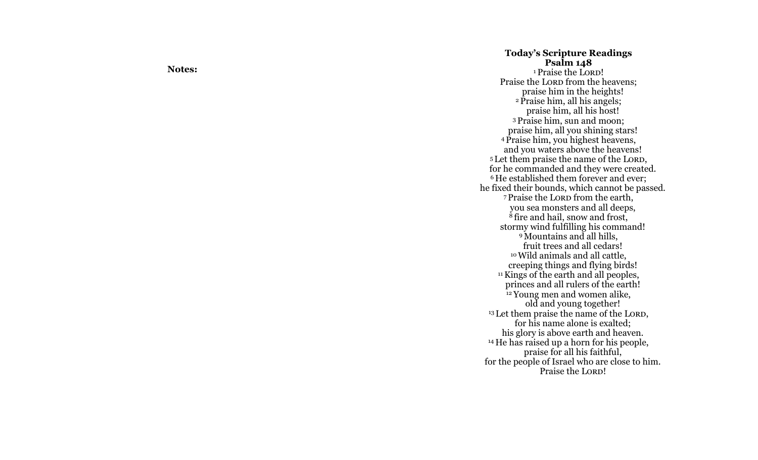**Notes:**

## Today's Scripture Readings

### Psalm 148

[1] Praise the LORD!
Praise the LORD from the heavens;
praise him in the heights!
[2] Praise him, all his angels;
praise him, all his host!
[3] Praise him, sun and moon;
praise him, all you shining stars!
[4] Praise him, you highest heavens,
and you waters above the heavens!
[5] Let them praise the name of the LORD,
for he commanded and they were created.
[6] He established them forever and ever;
he fixed their bounds, which cannot be passed.
[7] Praise the LORD from the earth,
you sea monsters and all deeps,
[8] fire and hail, snow and frost,
stormy wind fulfilling his command!
[9] Mountains and all hills,
fruit trees and all cedars!
[10] Wild animals and all cattle,
creeping things and flying birds!
[11] Kings of the earth and all peoples,
princes and all rulers of the earth!
[12] Young men and women alike,
old and young together!
[13] Let them praise the name of the LORD,
for his name alone is exalted;
his glory is above earth and heaven.
[14] He has raised up a horn for his people,
praise for all his faithful,
for the people of Israel who are close to him.
Praise the LORD!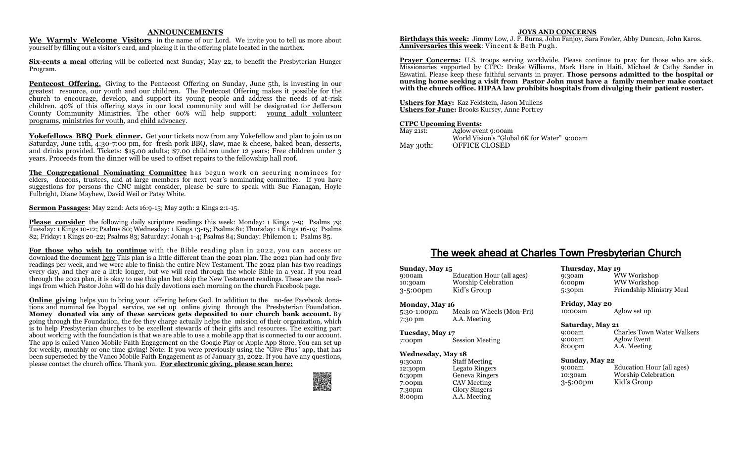## ANNOUNCEMENTS

**We Warmly Welcome Visitors** in the name of our Lord. We invite you to tell us more about yourself by filling out a visitor's card, and placing it in the offering plate located in the narthex.

**Six-cents a meal** offering will be collected next Sunday, May 22, to benefit the Presbyterian Hunger Program.

**Pentecost Offering.** Giving to the Pentecost Offering on Sunday, June 5th, is investing in our greatest resource, our youth and our children. The Pentecost Offering makes it possible for the church to encourage, develop, and support its young people and address the needs of at-risk children. 40% of this offering stays in our local community and will be designated for Jefferson County Community Ministries. The other 60% will help support: young adult volunteer programs, ministries for youth, and child advocacy.

**Yokefellows BBQ Pork dinner.** Get your tickets now from any Yokefellow and plan to join us on Saturday, June 11th, 4:30-7:00 pm, for fresh pork BBQ, slaw, mac & cheese, baked bean, desserts, and drinks provided. Tickets: $15.00 adults; $7.00 children under 12 years; Free children under 3 years. Proceeds from the dinner will be used to offset repairs to the fellowship hall roof.

**The Congregational Nominating Committee** has begun work on securing nominees for elders, deacons, trustees, and at-large members for next year's nominating committee. If you have suggestions for persons the CNC might consider, please be sure to speak with Sue Flanagan, Hoyle Fulbright, Diane Mayhew, David Weil or Patsy White.

**Sermon Passages:** May 22nd: Acts 16:9-15; May 29th: 2 Kings 2:1-15.

**Please consider** the following daily scripture readings this week: Monday: 1 Kings 7-9; Psalms 79; Tuesday: 1 Kings 10-12; Psalms 80; Wednesday: 1 Kings 13-15; Psalms 81; Thursday: 1 Kings 16-19; Psalms 82; Friday: 1 Kings 20-22; Psalms 83; Saturday: Jonah 1-4; Psalms 84; Sunday: Philemon 1; Psalms 85.

**For those who wish to continue** with the Bible reading plan in 2022, you can access or download the document here This plan is a little different than the 2021 plan. The 2021 plan had only five readings per week, and we were able to finish the entire New Testament. The 2022 plan has two readings every day, and they are a little longer, but we will read through the whole Bible in a year. If you read through the 2021 plan, it is okay to use this plan but skip the New Testament readings. These are the readings from which Pastor John will do his daily devotions each morning on the church Facebook page.

**Online giving** helps you to bring your offering before God. In addition to the no-fee Facebook donations and nominal fee Paypal service, we set up online giving through the Presbyterian Foundation. **Money donated via any of these services gets deposited to our church bank account.** By going through the Foundation, the fee they charge actually helps the mission of their organization, which is to help Presbyterian churches to be excellent stewards of their gifts and resources. The exciting part about working with the foundation is that we are able to use a mobile app that is connected to our account. The app is called Vanco Mobile Faith Engagement on the Google Play or Apple App Store. You can set up for weekly, monthly or one time giving! Note: If you were previously using the "Give Plus" app, that has been superseded by the Vanco Mobile Faith Engagement as of January 31, 2022. If you have any questions, please contact the church office. Thank you. **For electronic giving, please scan here:**

## JOYS AND CONCERNS

**Birthdays this week:** Jimmy Low, J. P. Burns, John Fanjoy, Sara Fowler, Abby Duncan, John Karos.
**Anniversaries this week**: Vincent & Beth Pugh.

**Prayer Concerns:** U.S. troops serving worldwide. Please continue to pray for those who are sick. Missionaries supported by CTPC: Drake Williams, Mark Hare in Haiti, Michael & Cathy Sander in Eswatini. Please keep these faithful servants in prayer. **Those persons admitted to the hospital or nursing home seeking a visit from Pastor John must have a family member make contact with the church office. HIPAA law prohibits hospitals from divulging their patient roster.**

**Ushers for May:** Kaz Feldstein, Jason Mullens
**Ushers for June:** Brooks Kursey, Anne Portrey

**CTPC Upcoming Events:**

| | |
|---|---|
| May 21st: | Aglow event 9:00am |
| | World Vision's "Global 6K for Water" 9:00am |
| May 30th: | OFFICE CLOSED |

## The week ahead at Charles Town Presbyterian Church

**Sunday, May 15**
9:00am Education Hour (all ages)
10:30am Worship Celebration
3-5:00pm Kid's Group

**Monday, May 16**
5:30-1:00pm Meals on Wheels (Mon-Fri)
7:30 pm A.A. Meeting

**Tuesday, May 17**
7:00pm Session Meeting

**Wednesday, May 18**
9:30am Staff Meeting
12:30pm Legato Ringers
6:30pm Geneva Ringers
7:00pm CAV Meeting
7:30pm Glory Singers
8:00pm A.A. Meeting

**Thursday, May 19**
9:30am WW Workshop
6:00pm WW Workshop
5:30pm Friendship Ministry Meal

**Friday, May 20**
10:00am Aglow set up

**Saturday, May 21**
9:00am Charles Town Water Walkers
9:00am Aglow Event
8:00pm A.A. Meeting

**Sunday, May 22**
9:00am Education Hour (all ages)
10:30am Worship Celebration
3-5:00pm Kid's Group